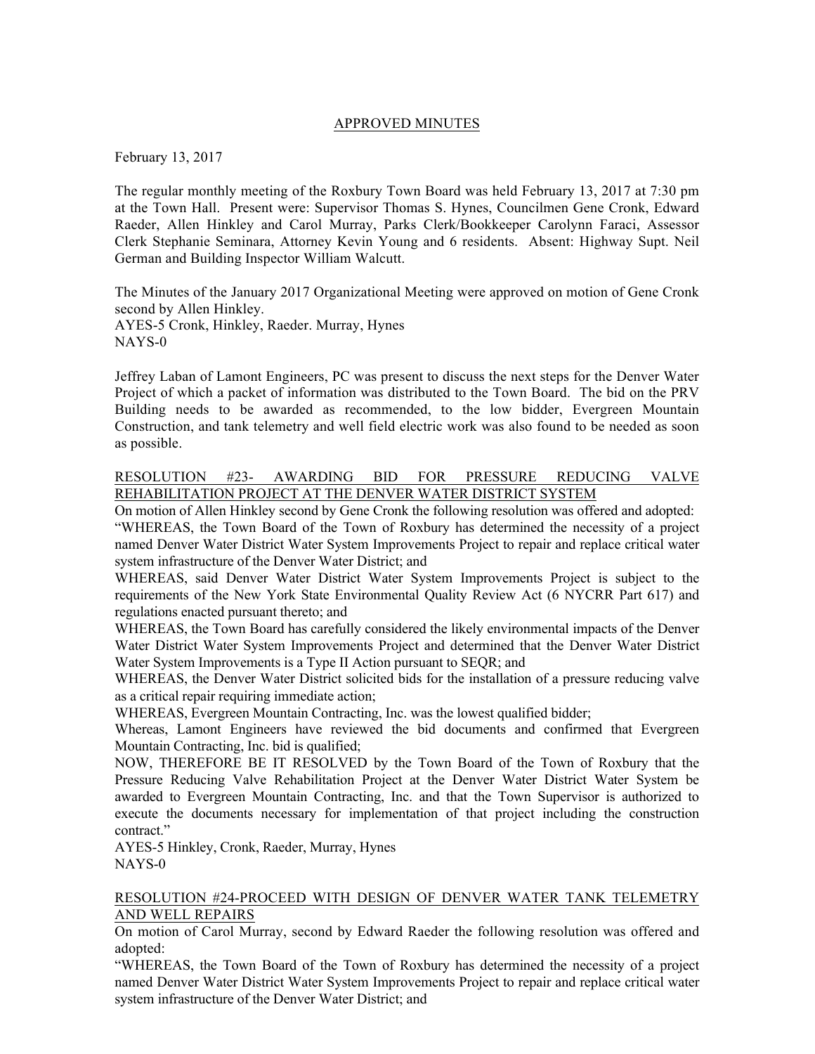APPROVED MINUTES

February 13, 2017

The regular monthly meeting of the Roxbury Town Board was held February 13, 2017 at 7:30 pm at the Town Hall. Present were: Supervisor Thomas S. Hynes, Councilmen Gene Cronk, Edward Raeder, Allen Hinkley and Carol Murray, Parks Clerk/Bookkeeper Carolynn Faraci, Assessor Clerk Stephanie Seminara, Attorney Kevin Young and 6 residents. Absent: Highway Supt. Neil German and Building Inspector William Walcutt.

The Minutes of the January 2017 Organizational Meeting were approved on motion of Gene Cronk second by Allen Hinkley.
AYES-5 Cronk, Hinkley, Raeder. Murray, Hynes
NAYS-0

Jeffrey Laban of Lamont Engineers, PC was present to discuss the next steps for the Denver Water Project of which a packet of information was distributed to the Town Board. The bid on the PRV Building needs to be awarded as recommended, to the low bidder, Evergreen Mountain Construction, and tank telemetry and well field electric work was also found to be needed as soon as possible.

RESOLUTION #23- AWARDING BID FOR PRESSURE REDUCING VALVE REHABILITATION PROJECT AT THE DENVER WATER DISTRICT SYSTEM

On motion of Allen Hinkley second by Gene Cronk the following resolution was offered and adopted:

"WHEREAS, the Town Board of the Town of Roxbury has determined the necessity of a project named Denver Water District Water System Improvements Project to repair and replace critical water system infrastructure of the Denver Water District; and

WHEREAS, said Denver Water District Water System Improvements Project is subject to the requirements of the New York State Environmental Quality Review Act (6 NYCRR Part 617) and regulations enacted pursuant thereto; and

WHEREAS, the Town Board has carefully considered the likely environmental impacts of the Denver Water District Water System Improvements Project and determined that the Denver Water District Water System Improvements is a Type II Action pursuant to SEQR; and

WHEREAS, the Denver Water District solicited bids for the installation of a pressure reducing valve as a critical repair requiring immediate action;

WHEREAS, Evergreen Mountain Contracting, Inc. was the lowest qualified bidder;

Whereas, Lamont Engineers have reviewed the bid documents and confirmed that Evergreen Mountain Contracting, Inc. bid is qualified;

NOW, THEREFORE BE IT RESOLVED by the Town Board of the Town of Roxbury that the Pressure Reducing Valve Rehabilitation Project at the Denver Water District Water System be awarded to Evergreen Mountain Contracting, Inc. and that the Town Supervisor is authorized to execute the documents necessary for implementation of that project including the construction contract."

AYES-5 Hinkley, Cronk, Raeder, Murray, Hynes
NAYS-0

RESOLUTION #24-PROCEED WITH DESIGN OF DENVER WATER TANK TELEMETRY AND WELL REPAIRS

On motion of Carol Murray, second by Edward Raeder the following resolution was offered and adopted:

"WHEREAS, the Town Board of the Town of Roxbury has determined the necessity of a project named Denver Water District Water System Improvements Project to repair and replace critical water system infrastructure of the Denver Water District; and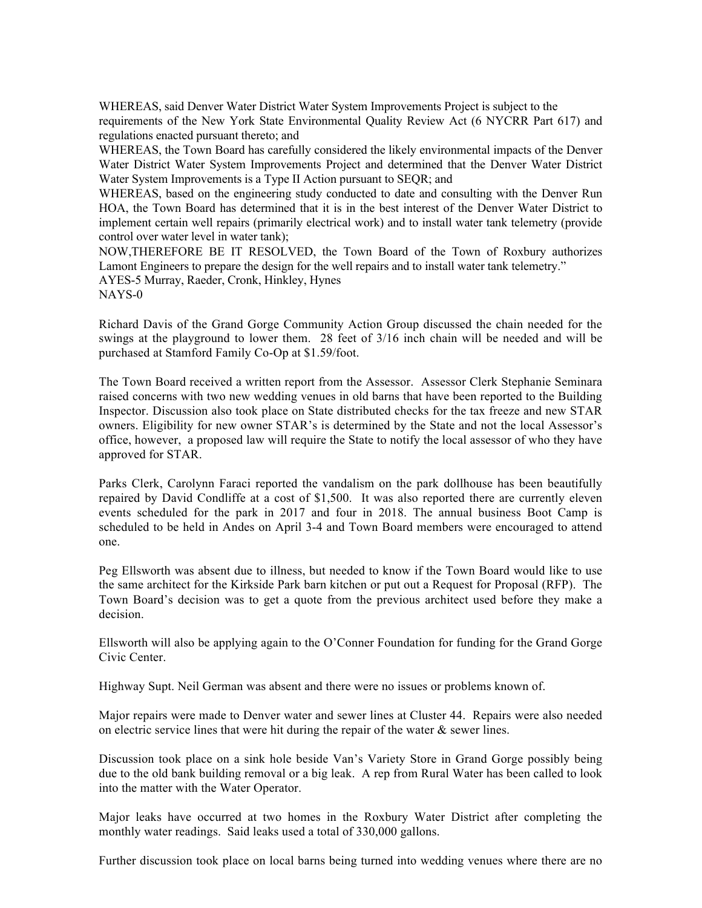WHEREAS, said Denver Water District Water System Improvements Project is subject to the requirements of the New York State Environmental Quality Review Act (6 NYCRR Part 617) and regulations enacted pursuant thereto; and

WHEREAS, the Town Board has carefully considered the likely environmental impacts of the Denver Water District Water System Improvements Project and determined that the Denver Water District Water System Improvements is a Type II Action pursuant to SEQR; and

WHEREAS, based on the engineering study conducted to date and consulting with the Denver Run HOA, the Town Board has determined that it is in the best interest of the Denver Water District to implement certain well repairs (primarily electrical work) and to install water tank telemetry (provide control over water level in water tank);

NOW,THEREFORE BE IT RESOLVED, the Town Board of the Town of Roxbury authorizes Lamont Engineers to prepare the design for the well repairs and to install water tank telemetry."

AYES-5 Murray, Raeder, Cronk, Hinkley, Hynes

NAYS-0

Richard Davis of the Grand Gorge Community Action Group discussed the chain needed for the swings at the playground to lower them. 28 feet of 3/16 inch chain will be needed and will be purchased at Stamford Family Co-Op at $1.59/foot.

The Town Board received a written report from the Assessor. Assessor Clerk Stephanie Seminara raised concerns with two new wedding venues in old barns that have been reported to the Building Inspector. Discussion also took place on State distributed checks for the tax freeze and new STAR owners. Eligibility for new owner STAR's is determined by the State and not the local Assessor's office, however, a proposed law will require the State to notify the local assessor of who they have approved for STAR.

Parks Clerk, Carolynn Faraci reported the vandalism on the park dollhouse has been beautifully repaired by David Condliffe at a cost of $1,500. It was also reported there are currently eleven events scheduled for the park in 2017 and four in 2018. The annual business Boot Camp is scheduled to be held in Andes on April 3-4 and Town Board members were encouraged to attend one.

Peg Ellsworth was absent due to illness, but needed to know if the Town Board would like to use the same architect for the Kirkside Park barn kitchen or put out a Request for Proposal (RFP). The Town Board's decision was to get a quote from the previous architect used before they make a decision.

Ellsworth will also be applying again to the O'Conner Foundation for funding for the Grand Gorge Civic Center.

Highway Supt. Neil German was absent and there were no issues or problems known of.

Major repairs were made to Denver water and sewer lines at Cluster 44. Repairs were also needed on electric service lines that were hit during the repair of the water & sewer lines.

Discussion took place on a sink hole beside Van's Variety Store in Grand Gorge possibly being due to the old bank building removal or a big leak. A rep from Rural Water has been called to look into the matter with the Water Operator.

Major leaks have occurred at two homes in the Roxbury Water District after completing the monthly water readings. Said leaks used a total of 330,000 gallons.

Further discussion took place on local barns being turned into wedding venues where there are no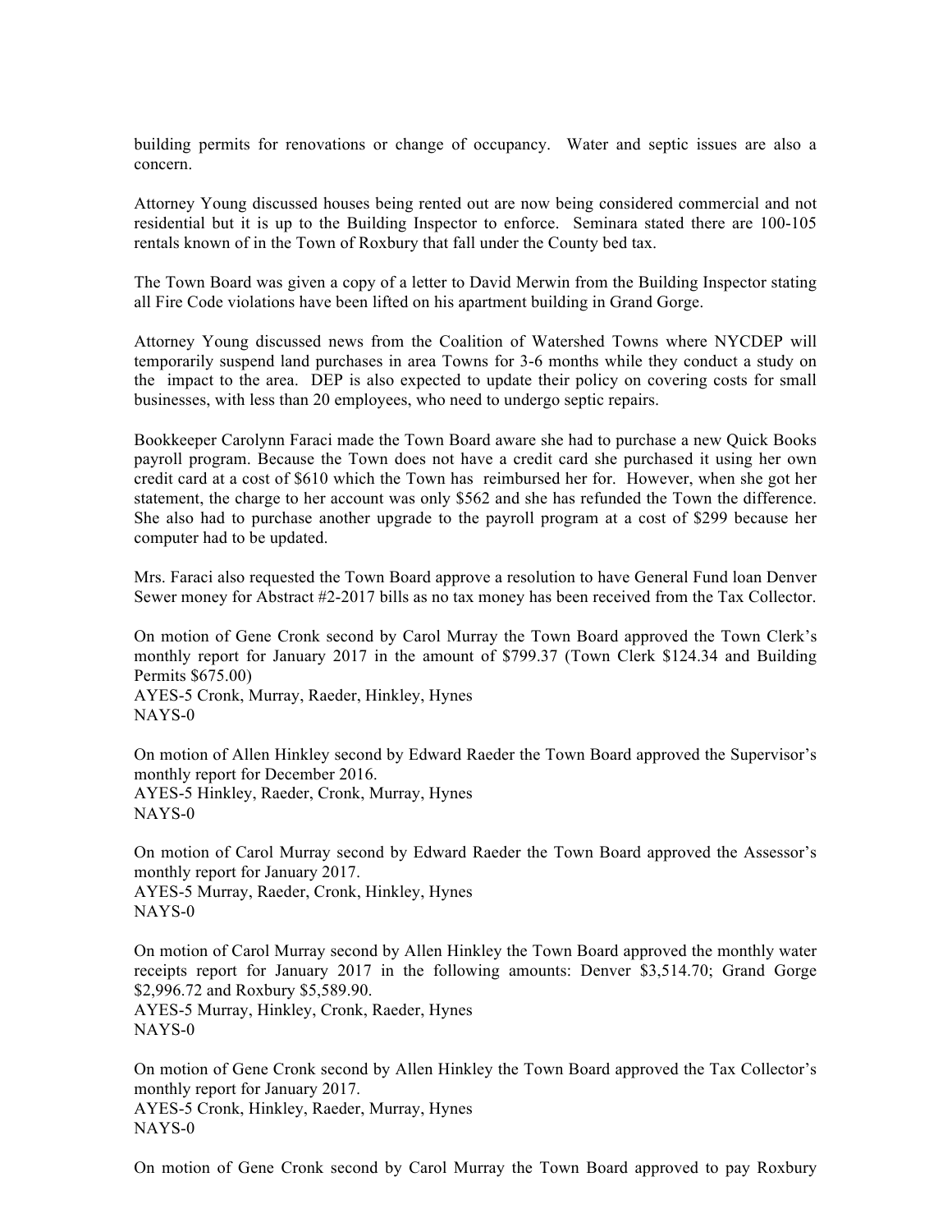building permits for renovations or change of occupancy. Water and septic issues are also a concern.

Attorney Young discussed houses being rented out are now being considered commercial and not residential but it is up to the Building Inspector to enforce. Seminara stated there are 100-105 rentals known of in the Town of Roxbury that fall under the County bed tax.

The Town Board was given a copy of a letter to David Merwin from the Building Inspector stating all Fire Code violations have been lifted on his apartment building in Grand Gorge.

Attorney Young discussed news from the Coalition of Watershed Towns where NYCDEP will temporarily suspend land purchases in area Towns for 3-6 months while they conduct a study on the impact to the area. DEP is also expected to update their policy on covering costs for small businesses, with less than 20 employees, who need to undergo septic repairs.

Bookkeeper Carolynn Faraci made the Town Board aware she had to purchase a new Quick Books payroll program. Because the Town does not have a credit card she purchased it using her own credit card at a cost of $610 which the Town has reimbursed her for. However, when she got her statement, the charge to her account was only $562 and she has refunded the Town the difference. She also had to purchase another upgrade to the payroll program at a cost of $299 because her computer had to be updated.

Mrs. Faraci also requested the Town Board approve a resolution to have General Fund loan Denver Sewer money for Abstract #2-2017 bills as no tax money has been received from the Tax Collector.

On motion of Gene Cronk second by Carol Murray the Town Board approved the Town Clerk's monthly report for January 2017 in the amount of $799.37 (Town Clerk $124.34 and Building Permits $675.00)
AYES-5 Cronk, Murray, Raeder, Hinkley, Hynes
NAYS-0

On motion of Allen Hinkley second by Edward Raeder the Town Board approved the Supervisor's monthly report for December 2016.
AYES-5 Hinkley, Raeder, Cronk, Murray, Hynes
NAYS-0

On motion of Carol Murray second by Edward Raeder the Town Board approved the Assessor's monthly report for January 2017.
AYES-5 Murray, Raeder, Cronk, Hinkley, Hynes
NAYS-0

On motion of Carol Murray second by Allen Hinkley the Town Board approved the monthly water receipts report for January 2017 in the following amounts: Denver $3,514.70; Grand Gorge $2,996.72 and Roxbury $5,589.90.
AYES-5 Murray, Hinkley, Cronk, Raeder, Hynes
NAYS-0

On motion of Gene Cronk second by Allen Hinkley the Town Board approved the Tax Collector's monthly report for January 2017.
AYES-5 Cronk, Hinkley, Raeder, Murray, Hynes
NAYS-0

On motion of Gene Cronk second by Carol Murray the Town Board approved to pay Roxbury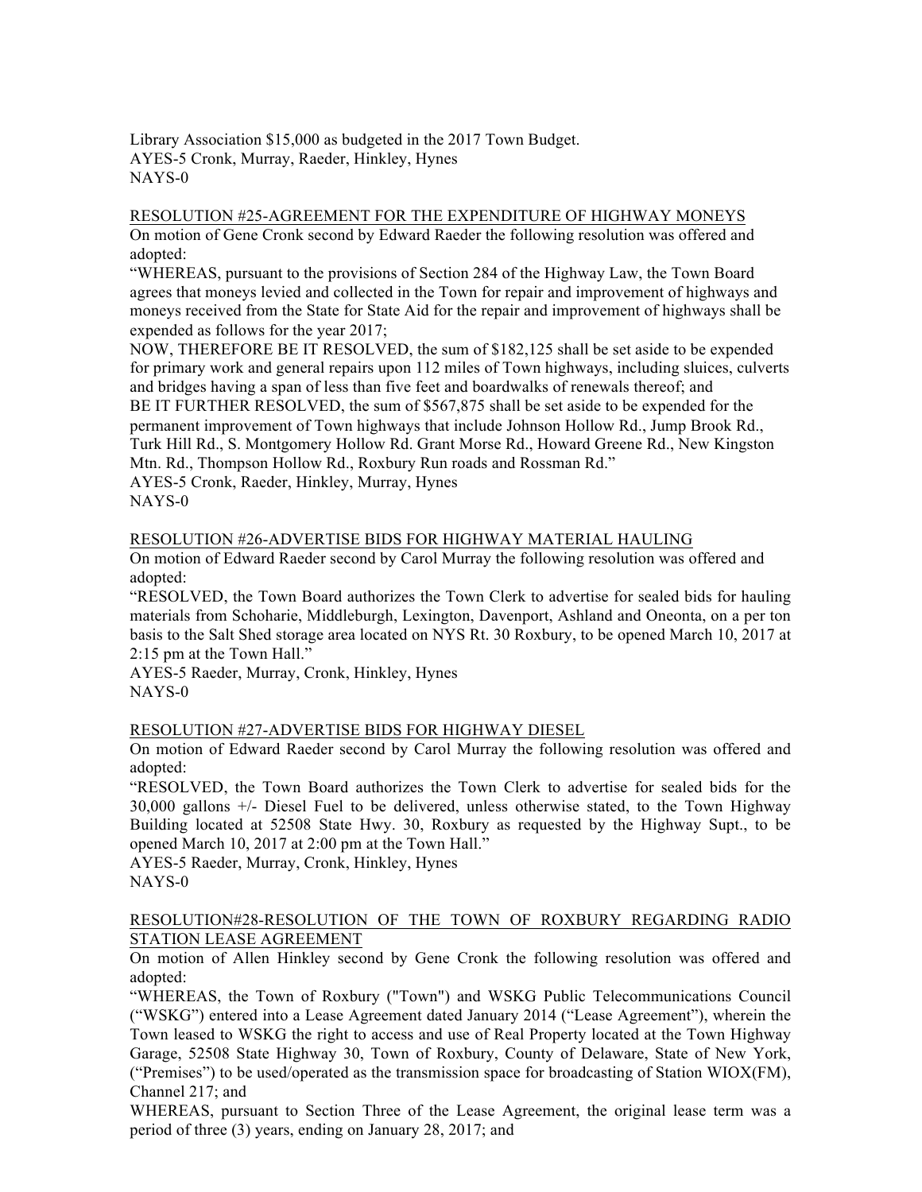Library Association $15,000 as budgeted in the 2017 Town Budget.
AYES-5 Cronk, Murray, Raeder, Hinkley, Hynes
NAYS-0

RESOLUTION #25-AGREEMENT FOR THE EXPENDITURE OF HIGHWAY MONEYS

On motion of Gene Cronk second by Edward Raeder the following resolution was offered and adopted:

"WHEREAS, pursuant to the provisions of Section 284 of the Highway Law, the Town Board agrees that moneys levied and collected in the Town for repair and improvement of highways and moneys received from the State for State Aid for the repair and improvement of highways shall be expended as follows for the year 2017;

NOW, THEREFORE BE IT RESOLVED, the sum of $182,125 shall be set aside to be expended for primary work and general repairs upon 112 miles of Town highways, including sluices, culverts and bridges having a span of less than five feet and boardwalks of renewals thereof; and

BE IT FURTHER RESOLVED, the sum of $567,875 shall be set aside to be expended for the permanent improvement of Town highways that include Johnson Hollow Rd., Jump Brook Rd., Turk Hill Rd., S. Montgomery Hollow Rd. Grant Morse Rd., Howard Greene Rd., New Kingston Mtn. Rd., Thompson Hollow Rd., Roxbury Run roads and Rossman Rd."

AYES-5 Cronk, Raeder, Hinkley, Murray, Hynes
NAYS-0

RESOLUTION #26-ADVERTISE BIDS FOR HIGHWAY MATERIAL HAULING

On motion of Edward Raeder second by Carol Murray the following resolution was offered and adopted:

"RESOLVED, the Town Board authorizes the Town Clerk to advertise for sealed bids for hauling materials from Schoharie, Middleburgh, Lexington, Davenport, Ashland and Oneonta, on a per ton basis to the Salt Shed storage area located on NYS Rt. 30 Roxbury, to be opened March 10, 2017 at 2:15 pm at the Town Hall."

AYES-5 Raeder, Murray, Cronk, Hinkley, Hynes
NAYS-0

RESOLUTION #27-ADVERTISE BIDS FOR HIGHWAY DIESEL

On motion of Edward Raeder second by Carol Murray the following resolution was offered and adopted:

"RESOLVED, the Town Board authorizes the Town Clerk to advertise for sealed bids for the 30,000 gallons +/- Diesel Fuel to be delivered, unless otherwise stated, to the Town Highway Building located at 52508 State Hwy. 30, Roxbury as requested by the Highway Supt., to be opened March 10, 2017 at 2:00 pm at the Town Hall."

AYES-5 Raeder, Murray, Cronk, Hinkley, Hynes
NAYS-0

RESOLUTION#28-RESOLUTION OF THE TOWN OF ROXBURY REGARDING RADIO STATION LEASE AGREEMENT

On motion of Allen Hinkley second by Gene Cronk the following resolution was offered and adopted:

"WHEREAS, the Town of Roxbury ("Town") and WSKG Public Telecommunications Council ("WSKG") entered into a Lease Agreement dated January 2014 ("Lease Agreement"), wherein the Town leased to WSKG the right to access and use of Real Property located at the Town Highway Garage, 52508 State Highway 30, Town of Roxbury, County of Delaware, State of New York, ("Premises") to be used/operated as the transmission space for broadcasting of Station WIOX(FM), Channel 217; and

WHEREAS, pursuant to Section Three of the Lease Agreement, the original lease term was a period of three (3) years, ending on January 28, 2017; and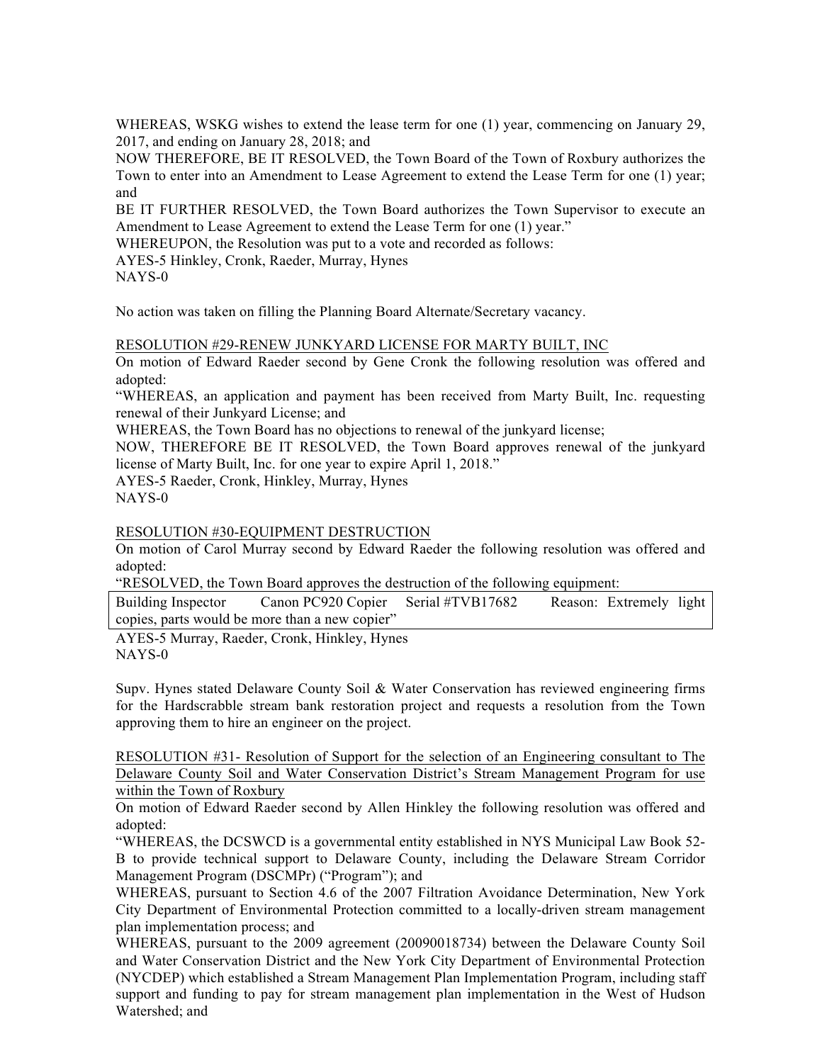WHEREAS, WSKG wishes to extend the lease term for one (1) year, commencing on January 29, 2017, and ending on January 28, 2018; and

NOW THEREFORE, BE IT RESOLVED, the Town Board of the Town of Roxbury authorizes the Town to enter into an Amendment to Lease Agreement to extend the Lease Term for one (1) year; and

BE IT FURTHER RESOLVED, the Town Board authorizes the Town Supervisor to execute an Amendment to Lease Agreement to extend the Lease Term for one (1) year."

WHEREUPON, the Resolution was put to a vote and recorded as follows:

AYES-5 Hinkley, Cronk, Raeder, Murray, Hynes

NAYS-0

No action was taken on filling the Planning Board Alternate/Secretary vacancy.

RESOLUTION #29-RENEW JUNKYARD LICENSE FOR MARTY BUILT, INC

On motion of Edward Raeder second by Gene Cronk the following resolution was offered and adopted:

"WHEREAS, an application and payment has been received from Marty Built, Inc. requesting renewal of their Junkyard License; and

WHEREAS, the Town Board has no objections to renewal of the junkyard license;

NOW, THEREFORE BE IT RESOLVED, the Town Board approves renewal of the junkyard license of Marty Built, Inc. for one year to expire April 1, 2018."

AYES-5 Raeder, Cronk, Hinkley, Murray, Hynes

NAYS-0

RESOLUTION #30-EQUIPMENT DESTRUCTION

On motion of Carol Murray second by Edward Raeder the following resolution was offered and adopted:

"RESOLVED, the Town Board approves the destruction of the following equipment:

| Building Inspector | Canon PC920 Copier | Serial #TVB17682 | Reason: Extremely light copies, parts would be more than a new copier" |
|---|---|---|---|

AYES-5 Murray, Raeder, Cronk, Hinkley, Hynes

NAYS-0

Supv. Hynes stated Delaware County Soil & Water Conservation has reviewed engineering firms for the Hardscrabble stream bank restoration project and requests a resolution from the Town approving them to hire an engineer on the project.

RESOLUTION #31- Resolution of Support for the selection of an Engineering consultant to The Delaware County Soil and Water Conservation District's Stream Management Program for use within the Town of Roxbury

On motion of Edward Raeder second by Allen Hinkley the following resolution was offered and adopted:

"WHEREAS, the DCSWCD is a governmental entity established in NYS Municipal Law Book 52-B to provide technical support to Delaware County, including the Delaware Stream Corridor Management Program (DSCMPr) ("Program"); and

WHEREAS, pursuant to Section 4.6 of the 2007 Filtration Avoidance Determination, New York City Department of Environmental Protection committed to a locally-driven stream management plan implementation process; and

WHEREAS, pursuant to the 2009 agreement (20090018734) between the Delaware County Soil and Water Conservation District and the New York City Department of Environmental Protection (NYCDEP) which established a Stream Management Plan Implementation Program, including staff support and funding to pay for stream management plan implementation in the West of Hudson Watershed; and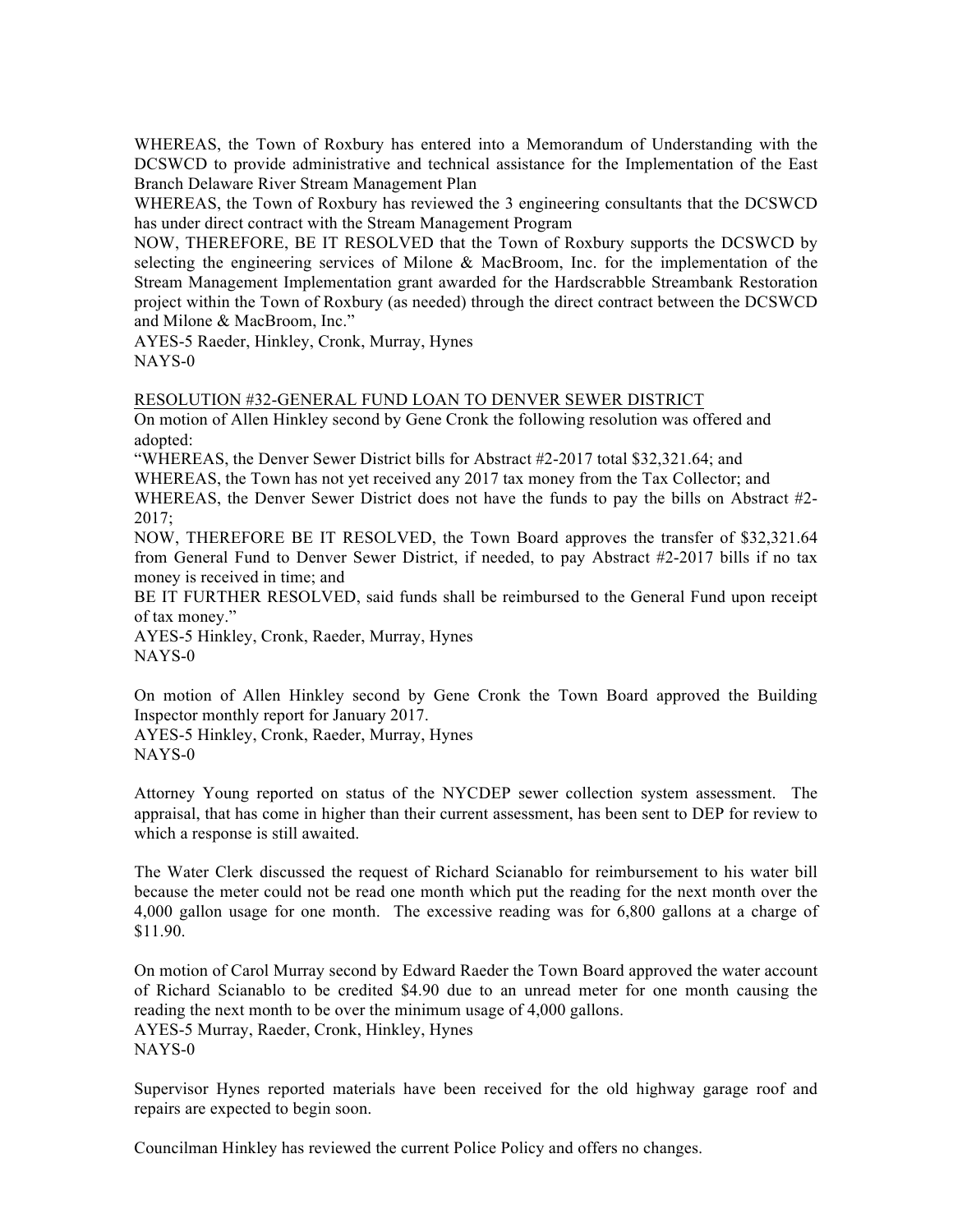WHEREAS, the Town of Roxbury has entered into a Memorandum of Understanding with the DCSWCD to provide administrative and technical assistance for the Implementation of the East Branch Delaware River Stream Management Plan

WHEREAS, the Town of Roxbury has reviewed the 3 engineering consultants that the DCSWCD has under direct contract with the Stream Management Program

NOW, THEREFORE, BE IT RESOLVED that the Town of Roxbury supports the DCSWCD by selecting the engineering services of Milone & MacBroom, Inc. for the implementation of the Stream Management Implementation grant awarded for the Hardscrabble Streambank Restoration project within the Town of Roxbury (as needed) through the direct contract between the DCSWCD and Milone & MacBroom, Inc."

AYES-5 Raeder, Hinkley, Cronk, Murray, Hynes

NAYS-0

RESOLUTION #32-GENERAL FUND LOAN TO DENVER SEWER DISTRICT

On motion of Allen Hinkley second by Gene Cronk the following resolution was offered and adopted:

"WHEREAS, the Denver Sewer District bills for Abstract #2-2017 total $32,321.64; and

WHEREAS, the Town has not yet received any 2017 tax money from the Tax Collector; and

WHEREAS, the Denver Sewer District does not have the funds to pay the bills on Abstract #2-2017;

NOW, THEREFORE BE IT RESOLVED, the Town Board approves the transfer of $32,321.64 from General Fund to Denver Sewer District, if needed, to pay Abstract #2-2017 bills if no tax money is received in time; and

BE IT FURTHER RESOLVED, said funds shall be reimbursed to the General Fund upon receipt of tax money."

AYES-5 Hinkley, Cronk, Raeder, Murray, Hynes

NAYS-0

On motion of Allen Hinkley second by Gene Cronk the Town Board approved the Building Inspector monthly report for January 2017.

AYES-5 Hinkley, Cronk, Raeder, Murray, Hynes

NAYS-0

Attorney Young reported on status of the NYCDEP sewer collection system assessment. The appraisal, that has come in higher than their current assessment, has been sent to DEP for review to which a response is still awaited.

The Water Clerk discussed the request of Richard Scianablo for reimbursement to his water bill because the meter could not be read one month which put the reading for the next month over the 4,000 gallon usage for one month. The excessive reading was for 6,800 gallons at a charge of $11.90.

On motion of Carol Murray second by Edward Raeder the Town Board approved the water account of Richard Scianablo to be credited $4.90 due to an unread meter for one month causing the reading the next month to be over the minimum usage of 4,000 gallons.

AYES-5 Murray, Raeder, Cronk, Hinkley, Hynes

NAYS-0

Supervisor Hynes reported materials have been received for the old highway garage roof and repairs are expected to begin soon.

Councilman Hinkley has reviewed the current Police Policy and offers no changes.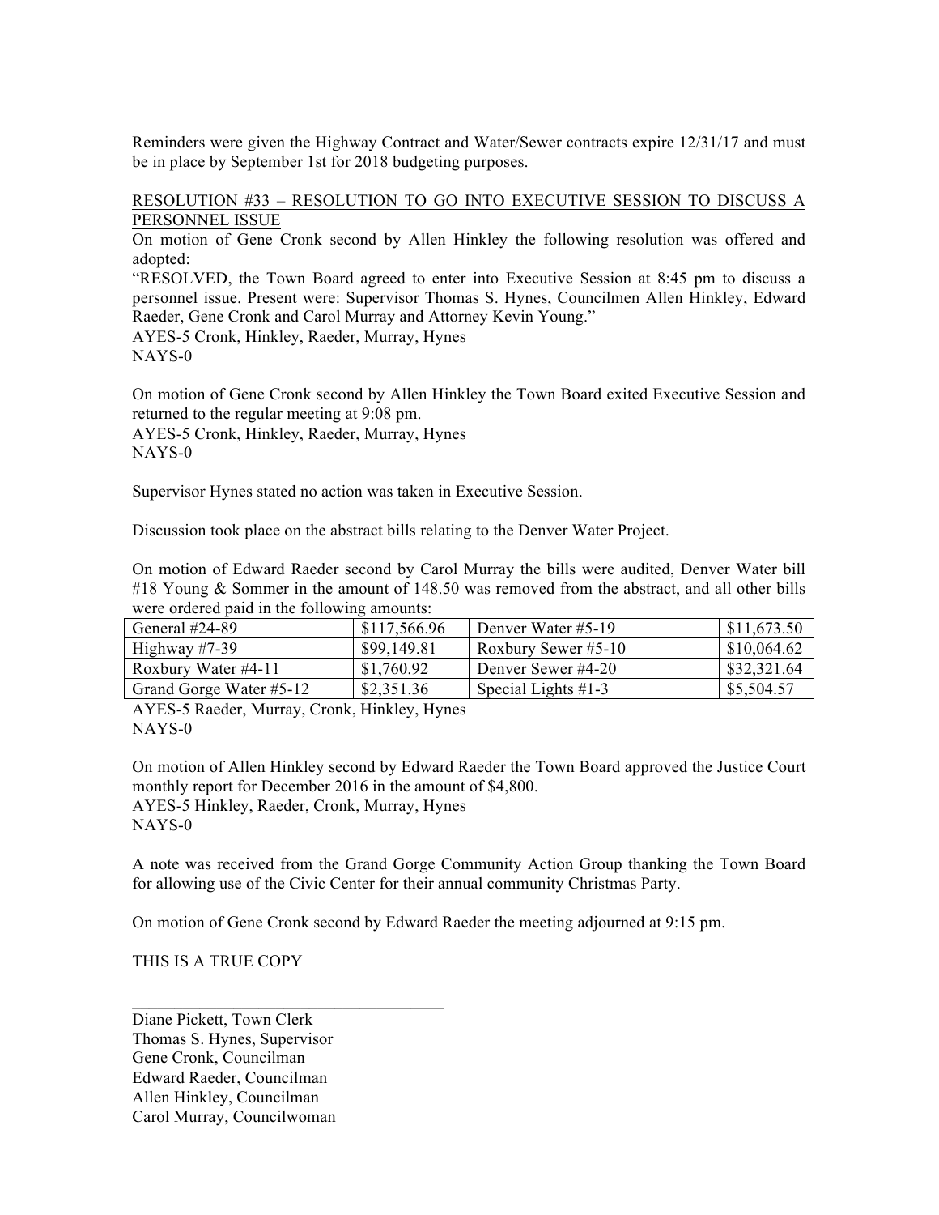Reminders were given the Highway Contract and Water/Sewer contracts expire 12/31/17 and must be in place by September 1st for 2018 budgeting purposes.

RESOLUTION #33 – RESOLUTION TO GO INTO EXECUTIVE SESSION TO DISCUSS A PERSONNEL ISSUE

On motion of Gene Cronk second by Allen Hinkley the following resolution was offered and adopted:

"RESOLVED, the Town Board agreed to enter into Executive Session at 8:45 pm to discuss a personnel issue. Present were: Supervisor Thomas S. Hynes, Councilmen Allen Hinkley, Edward Raeder, Gene Cronk and Carol Murray and Attorney Kevin Young."

AYES-5 Cronk, Hinkley, Raeder, Murray, Hynes

NAYS-0

On motion of Gene Cronk second by Allen Hinkley the Town Board exited Executive Session and returned to the regular meeting at 9:08 pm.

AYES-5 Cronk, Hinkley, Raeder, Murray, Hynes

NAYS-0

Supervisor Hynes stated no action was taken in Executive Session.

Discussion took place on the abstract bills relating to the Denver Water Project.

On motion of Edward Raeder second by Carol Murray the bills were audited, Denver Water bill #18 Young & Sommer in the amount of 148.50 was removed from the abstract, and all other bills were ordered paid in the following amounts:

| | | | |
|---|---|---|---|
| General #24-89 | $117,566.96 | Denver Water #5-19 | $11,673.50 |
| Highway #7-39 | $99,149.81 | Roxbury Sewer #5-10 | $10,064.62 |
| Roxbury Water #4-11 | $1,760.92 | Denver Sewer #4-20 | $32,321.64 |
| Grand Gorge Water #5-12 | $2,351.36 | Special Lights #1-3 | $5,504.57 |

AYES-5 Raeder, Murray, Cronk, Hinkley, Hynes

NAYS-0

On motion of Allen Hinkley second by Edward Raeder the Town Board approved the Justice Court monthly report for December 2016 in the amount of $4,800.

AYES-5 Hinkley, Raeder, Cronk, Murray, Hynes

NAYS-0

A note was received from the Grand Gorge Community Action Group thanking the Town Board for allowing use of the Civic Center for their annual community Christmas Party.

On motion of Gene Cronk second by Edward Raeder the meeting adjourned at 9:15 pm.

THIS IS A TRUE COPY

\_\_\_\_\_\_\_\_\_\_\_\_\_\_\_\_\_\_\_\_\_\_\_\_\_\_\_\_\_\_\_\_\_\_\_\_\_\_

Diane Pickett, Town Clerk  
Thomas S. Hynes, Supervisor  
Gene Cronk, Councilman  
Edward Raeder, Councilman  
Allen Hinkley, Councilman  
Carol Murray, Councilwoman